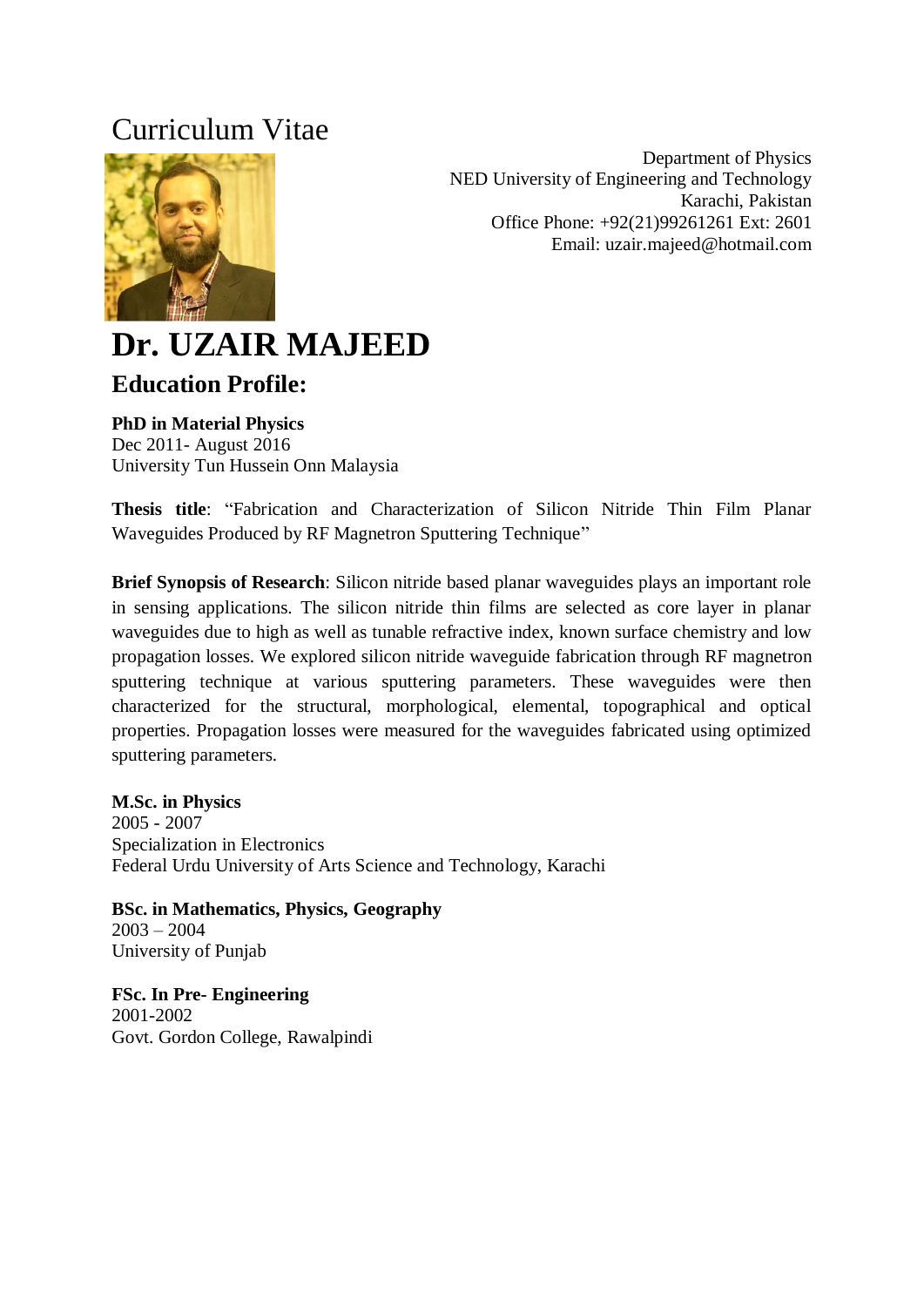# Curriculum Vitae

Department of Physics
NED University of Engineering and Technology
Karachi, Pakistan
Office Phone: +92(21)99261261 Ext: 2601
Email: uzair.majeed@hotmail.com

# Dr. UZAIR MAJEED

## Education Profile:

**PhD in Material Physics**
Dec 2011- August 2016
University Tun Hussein Onn Malaysia

**Thesis title**: "Fabrication and Characterization of Silicon Nitride Thin Film Planar Waveguides Produced by RF Magnetron Sputtering Technique"

**Brief Synopsis of Research**: Silicon nitride based planar waveguides plays an important role in sensing applications. The silicon nitride thin films are selected as core layer in planar waveguides due to high as well as tunable refractive index, known surface chemistry and low propagation losses. We explored silicon nitride waveguide fabrication through RF magnetron sputtering technique at various sputtering parameters. These waveguides were then characterized for the structural, morphological, elemental, topographical and optical properties. Propagation losses were measured for the waveguides fabricated using optimized sputtering parameters.

**M.Sc. in Physics**
2005 - 2007
Specialization in Electronics
Federal Urdu University of Arts Science and Technology, Karachi

**BSc. in Mathematics, Physics, Geography**
2003 – 2004
University of Punjab

**FSc. In Pre- Engineering**
2001-2002
Govt. Gordon College, Rawalpindi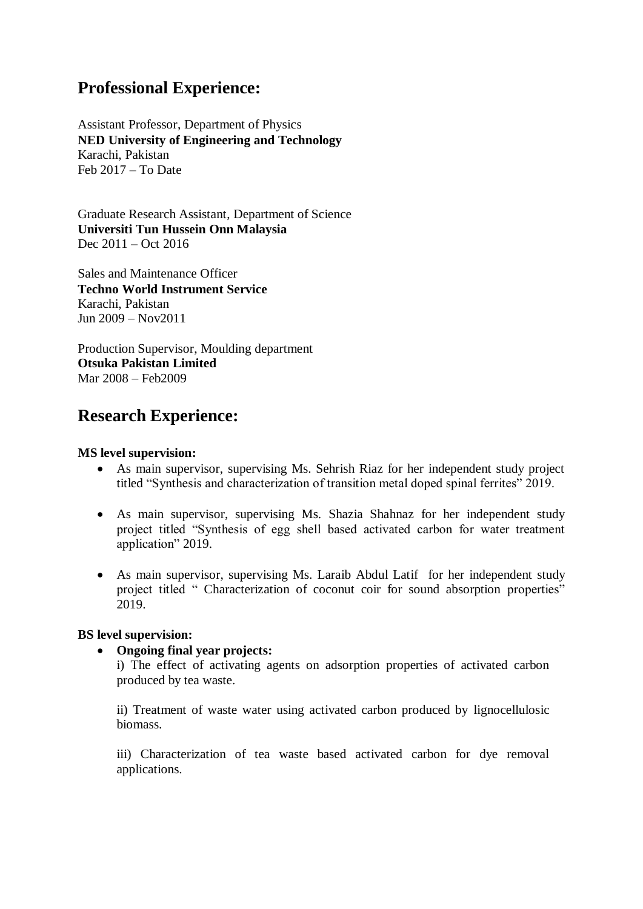## Professional Experience:

Assistant Professor, Department of Physics
**NED University of Engineering and Technology**
Karachi, Pakistan
Feb 2017 – To Date

Graduate Research Assistant, Department of Science
**Universiti Tun Hussein Onn Malaysia**
Dec 2011 – Oct 2016

Sales and Maintenance Officer
**Techno World Instrument Service**
Karachi, Pakistan
Jun 2009 – Nov2011

Production Supervisor, Moulding department
**Otsuka Pakistan Limited**
Mar 2008 – Feb2009

## Research Experience:

**MS level supervision:**

- As main supervisor, supervising Ms. Sehrish Riaz for her independent study project titled "Synthesis and characterization of transition metal doped spinal ferrites" 2019.
- As main supervisor, supervising Ms. Shazia Shahnaz for her independent study project titled "Synthesis of egg shell based activated carbon for water treatment application" 2019.
- As main supervisor, supervising Ms. Laraib Abdul Latif for her independent study project titled " Characterization of coconut coir for sound absorption properties" 2019.

**BS level supervision:**

- **Ongoing final year projects:**

  i) The effect of activating agents on adsorption properties of activated carbon produced by tea waste.

  ii) Treatment of waste water using activated carbon produced by lignocellulosic biomass.

  iii) Characterization of tea waste based activated carbon for dye removal applications.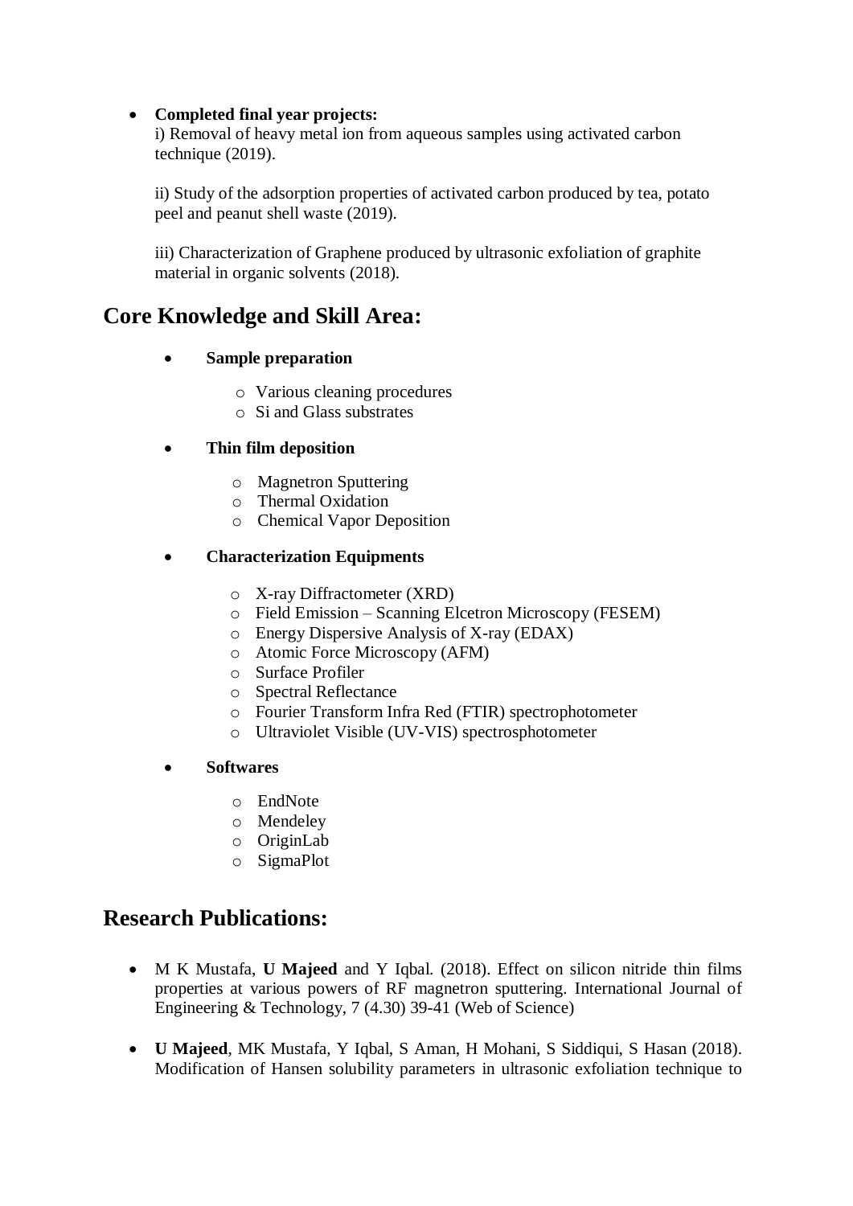- **Completed final year projects:**
  i) Removal of heavy metal ion from aqueous samples using activated carbon technique (2019).

  ii) Study of the adsorption properties of activated carbon produced by tea, potato peel and peanut shell waste (2019).

  iii) Characterization of Graphene produced by ultrasonic exfoliation of graphite material in organic solvents (2018).

## Core Knowledge and Skill Area:

- **Sample preparation**
  - Various cleaning procedures
  - Si and Glass substrates

- **Thin film deposition**
  - Magnetron Sputtering
  - Thermal Oxidation
  - Chemical Vapor Deposition

- **Characterization Equipments**
  - X-ray Diffractometer (XRD)
  - Field Emission – Scanning Elcetron Microscopy (FESEM)
  - Energy Dispersive Analysis of X-ray (EDAX)
  - Atomic Force Microscopy (AFM)
  - Surface Profiler
  - Spectral Reflectance
  - Fourier Transform Infra Red (FTIR) spectrophotometer
  - Ultraviolet Visible (UV-VIS) spectrosphotometer

- **Softwares**
  - EndNote
  - Mendeley
  - OriginLab
  - SigmaPlot

## Research Publications:

- M K Mustafa, **U Majeed** and Y Iqbal. (2018). Effect on silicon nitride thin films properties at various powers of RF magnetron sputtering. International Journal of Engineering & Technology, 7 (4.30) 39-41 (Web of Science)

- **U Majeed**, MK Mustafa, Y Iqbal, S Aman, H Mohani, S Siddiqui, S Hasan (2018). Modification of Hansen solubility parameters in ultrasonic exfoliation technique to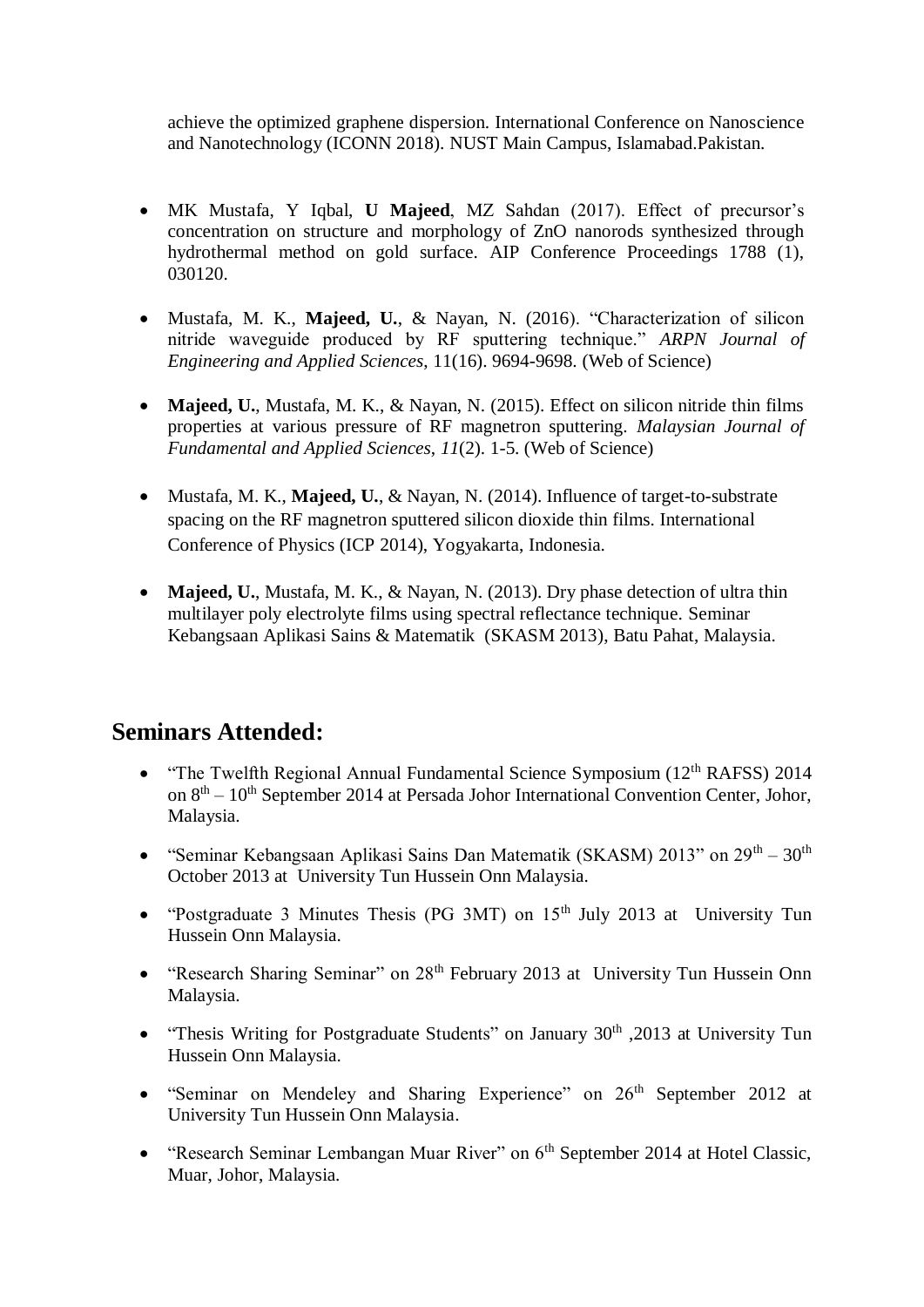achieve the optimized graphene dispersion. International Conference on Nanoscience and Nanotechnology (ICONN 2018). NUST Main Campus, Islamabad.Pakistan.

- MK Mustafa, Y Iqbal, **U Majeed**, MZ Sahdan (2017). Effect of precursor's concentration on structure and morphology of ZnO nanorods synthesized through hydrothermal method on gold surface. AIP Conference Proceedings 1788 (1), 030120.

- Mustafa, M. K., **Majeed, U.**, & Nayan, N. (2016). "Characterization of silicon nitride waveguide produced by RF sputtering technique." *ARPN Journal of Engineering and Applied Sciences*, 11(16). 9694-9698. (Web of Science)

- **Majeed, U.**, Mustafa, M. K., & Nayan, N. (2015). Effect on silicon nitride thin films properties at various pressure of RF magnetron sputtering. *Malaysian Journal of Fundamental and Applied Sciences*, *11*(2). 1-5. (Web of Science)

- Mustafa, M. K., **Majeed, U.**, & Nayan, N. (2014). Influence of target-to-substrate spacing on the RF magnetron sputtered silicon dioxide thin films. International Conference of Physics (ICP 2014), Yogyakarta, Indonesia.

- **Majeed, U.**, Mustafa, M. K., & Nayan, N. (2013). Dry phase detection of ultra thin multilayer poly electrolyte films using spectral reflectance technique. Seminar Kebangsaan Aplikasi Sains & Matematik (SKASM 2013), Batu Pahat, Malaysia.

## Seminars Attended:

- "The Twelfth Regional Annual Fundamental Science Symposium (12th RAFSS) 2014 on 8th – 10th September 2014 at Persada Johor International Convention Center, Johor, Malaysia.
- "Seminar Kebangsaan Aplikasi Sains Dan Matematik (SKASM) 2013" on 29th – 30th October 2013 at University Tun Hussein Onn Malaysia.
- "Postgraduate 3 Minutes Thesis (PG 3MT) on 15th July 2013 at University Tun Hussein Onn Malaysia.
- "Research Sharing Seminar" on 28th February 2013 at University Tun Hussein Onn Malaysia.
- "Thesis Writing for Postgraduate Students" on January 30th ,2013 at University Tun Hussein Onn Malaysia.
- "Seminar on Mendeley and Sharing Experience" on 26th September 2012 at University Tun Hussein Onn Malaysia.
- "Research Seminar Lembangan Muar River" on 6th September 2014 at Hotel Classic, Muar, Johor, Malaysia.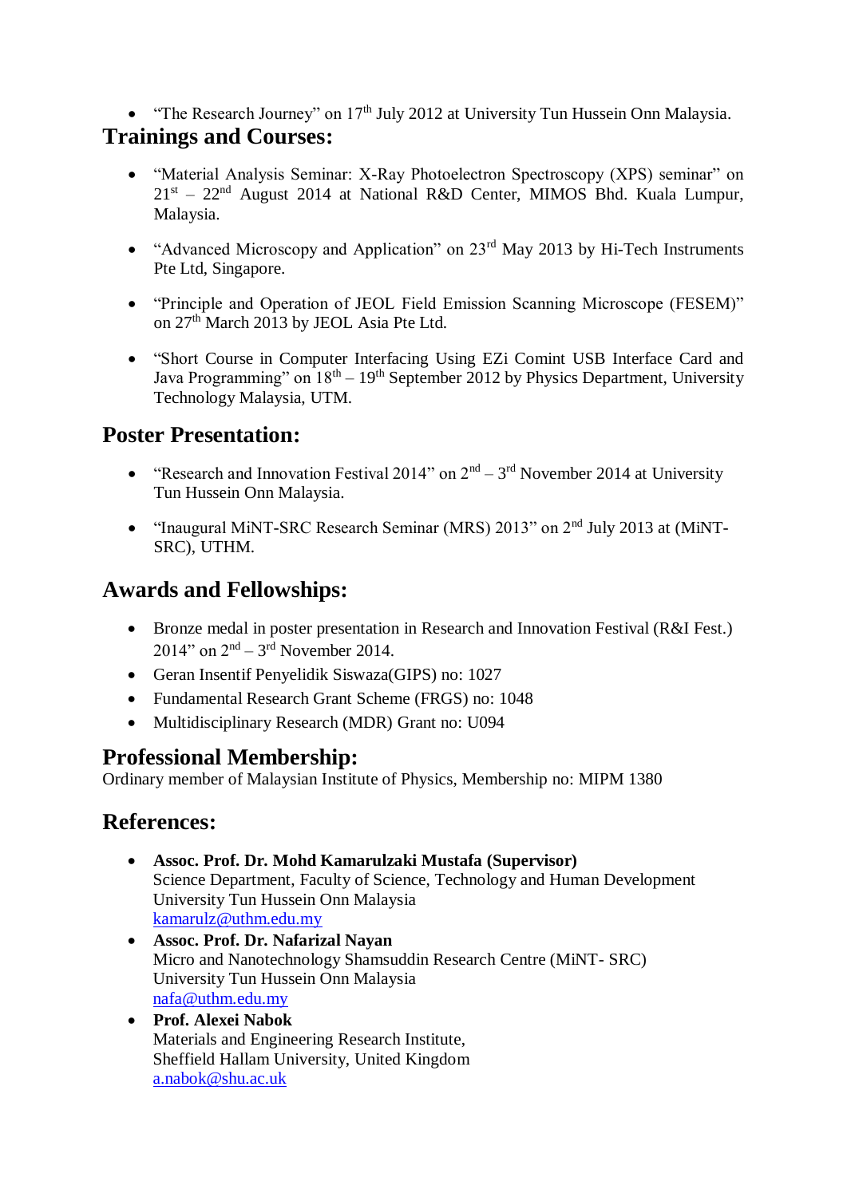- "The Research Journey" on 17th July 2012 at University Tun Hussein Onn Malaysia.

## Trainings and Courses:

- "Material Analysis Seminar: X-Ray Photoelectron Spectroscopy (XPS) seminar" on 21st – 22nd August 2014 at National R&D Center, MIMOS Bhd. Kuala Lumpur, Malaysia.

- "Advanced Microscopy and Application" on 23rd May 2013 by Hi-Tech Instruments Pte Ltd, Singapore.

- "Principle and Operation of JEOL Field Emission Scanning Microscope (FESEM)" on 27th March 2013 by JEOL Asia Pte Ltd.

- "Short Course in Computer Interfacing Using EZi Comint USB Interface Card and Java Programming" on 18th – 19th September 2012 by Physics Department, University Technology Malaysia, UTM.

## Poster Presentation:

- "Research and Innovation Festival 2014" on 2nd – 3rd November 2014 at University Tun Hussein Onn Malaysia.

- "Inaugural MiNT-SRC Research Seminar (MRS) 2013" on 2nd July 2013 at (MiNT-SRC), UTHM.

## Awards and Fellowships:

- Bronze medal in poster presentation in Research and Innovation Festival (R&I Fest.) 2014" on 2nd – 3rd November 2014.
- Geran Insentif Penyelidik Siswaza(GIPS) no: 1027
- Fundamental Research Grant Scheme (FRGS) no: 1048
- Multidisciplinary Research (MDR) Grant no: U094

## Professional Membership:

Ordinary member of Malaysian Institute of Physics, Membership no: MIPM 1380

## References:

- **Assoc. Prof. Dr. Mohd Kamarulzaki Mustafa (Supervisor)**
  Science Department, Faculty of Science, Technology and Human Development
  University Tun Hussein Onn Malaysia
  kamarulz@uthm.edu.my
- **Assoc. Prof. Dr. Nafarizal Nayan**
  Micro and Nanotechnology Shamsuddin Research Centre (MiNT- SRC)
  University Tun Hussein Onn Malaysia
  nafa@uthm.edu.my
- **Prof. Alexei Nabok**
  Materials and Engineering Research Institute,
  Sheffield Hallam University, United Kingdom
  a.nabok@shu.ac.uk